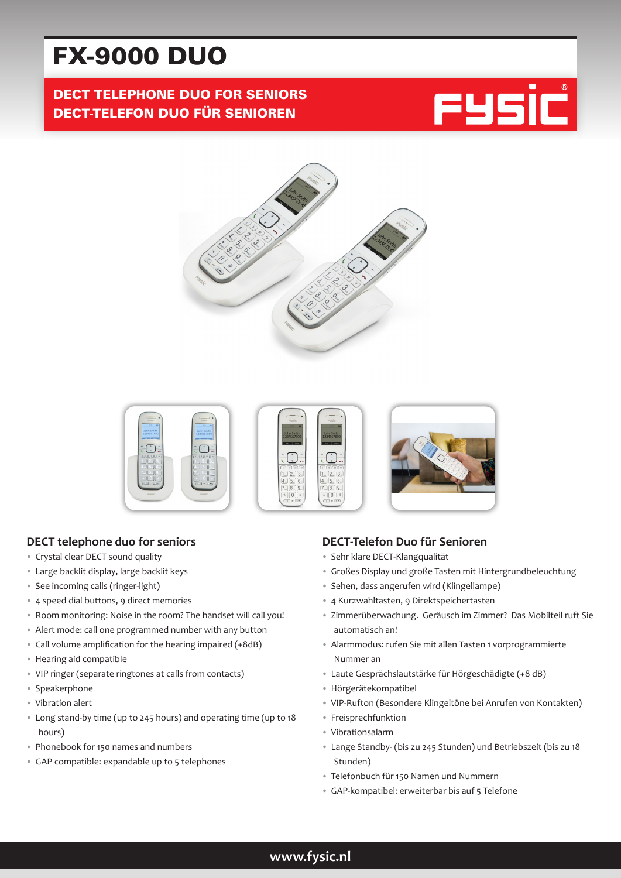# FX-9000 DUO

**DECT TELEPHONE DUO FOR SENIORS**
**DECT-TELEFON DUO FÜR SENIOREN**

## DECT telephone duo for seniors

- Crystal clear DECT sound quality
- Large backlit display, large backlit keys
- See incoming calls (ringer-light)
- 4 speed dial buttons, 9 direct memories
- Room monitoring: Noise in the room? The handset will call you!
- Alert mode: call one programmed number with any button
- Call volume amplification for the hearing impaired (+8dB)
- Hearing aid compatible
- VIP ringer (separate ringtones at calls from contacts)
- Speakerphone
- Vibration alert
- Long stand-by time (up to 245 hours) and operating time (up to 18 hours)
- Phonebook for 150 names and numbers
- GAP compatible: expandable up to 5 telephones

## DECT-Telefon Duo für Senioren

- Sehr klare DECT-Klangqualität
- Großes Display und große Tasten mit Hintergrundbeleuchtung
- Sehen, dass angerufen wird (Klingellampe)
- 4 Kurzwahltasten, 9 Direktspeichertasten
- Zimmerüberwachung. Geräusch im Zimmer? Das Mobilteil ruft Sie automatisch an!
- Alarmmodus: rufen Sie mit allen Tasten 1 vorprogrammierte Nummer an
- Laute Gesprächslautstärke für Hörgeschädigte (+8 dB)
- Hörgerätekompatibel
- VIP-Rufton (Besondere Klingeltöne bei Anrufen von Kontakten)
- Freisprechfunktion
- Vibrationsalarm
- Lange Standby- (bis zu 245 Stunden) und Betriebszeit (bis zu 18 Stunden)
- Telefonbuch für 150 Namen und Nummern
- GAP-kompatibel: erweiterbar bis auf 5 Telefone

**www.fysic.nl**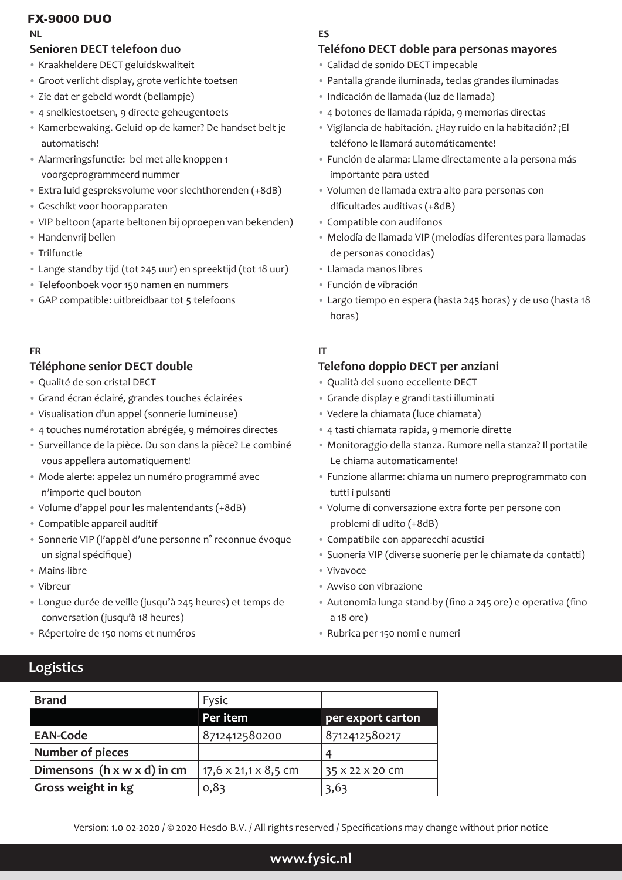# FX-9000 DUO

**NL**

## Senioren DECT telefoon duo

- Kraakheldere DECT geluidskwaliteit
- Groot verlicht display, grote verlichte toetsen
- Zie dat er gebeld wordt (bellampje)
- 4 snelkiestoetsen, 9 directe geheugentoets
- Kamerbewaking. Geluid op de kamer? De handset belt je automatisch!
- Alarmeringsfunctie: bel met alle knoppen 1 voorgeprogrammeerd nummer
- Extra luid gespreksvolume voor slechthorenden (+8dB)
- Geschikt voor hoorapparaten
- VIP beltoon (aparte beltonen bij oproepen van bekenden)
- Handenvrij bellen
- Trilfunctie
- Lange standby tijd (tot 245 uur) en spreektijd (tot 18 uur)
- Telefoonboek voor 150 namen en nummers
- GAP compatible: uitbreidbaar tot 5 telefoons

**ES**

## Teléfono DECT doble para personas mayores

- Calidad de sonido DECT impecable
- Pantalla grande iluminada, teclas grandes iluminadas
- Indicación de llamada (luz de llamada)
- 4 botones de llamada rápida, 9 memorias directas
- Vigilancia de habitación. ¿Hay ruido en la habitación? ¡El teléfono le llamará automáticamente!
- Función de alarma: Llame directamente a la persona más importante para usted
- Volumen de llamada extra alto para personas con dificultades auditivas (+8dB)
- Compatible con audífonos
- Melodía de llamada VIP (melodías diferentes para llamadas de personas conocidas)
- Llamada manos libres
- Función de vibración
- Largo tiempo en espera (hasta 245 horas) y de uso (hasta 18 horas)

**FR**

## Téléphone senior DECT double

- Qualité de son cristal DECT
- Grand écran éclairé, grandes touches éclairées
- Visualisation d'un appel (sonnerie lumineuse)
- 4 touches numérotation abrégée, 9 mémoires directes
- Surveillance de la pièce. Du son dans la pièce? Le combiné vous appellera automatiquement!
- Mode alerte: appelez un numéro programmé avec n'importe quel bouton
- Volume d'appel pour les malentendants (+8dB)
- Compatible appareil auditif
- Sonnerie VIP (l'appèl d'une personne n° reconnue évoque un signal spécifique)
- Mains-libre
- Vibreur
- Longue durée de veille (jusqu'à 245 heures) et temps de conversation (jusqu'à 18 heures)
- Répertoire de 150 noms et numéros

**IT**

## Telefono doppio DECT per anziani

- Qualità del suono eccellente DECT
- Grande display e grandi tasti illuminati
- Vedere la chiamata (luce chiamata)
- 4 tasti chiamata rapida, 9 memorie dirette
- Monitoraggio della stanza. Rumore nella stanza? Il portatile Le chiama automaticamente!
- Funzione allarme: chiama un numero preprogrammato con tutti i pulsanti
- Volume di conversazione extra forte per persone con problemi di udito (+8dB)
- Compatibile con apparecchi acustici
- Suoneria VIP (diverse suonerie per le chiamate da contatti)
- Vivavoce
- Avviso con vibrazione
- Autonomia lunga stand-by (fino a 245 ore) e operativa (fino a 18 ore)
- Rubrica per 150 nomi e numeri

## Logistics

| Brand | Fysic | |
|---|---|---|
| | **Per item** | **per export carton** |
| **EAN-Code** | 8712412580200 | 8712412580217 |
| **Number of pieces** | | 4 |
| **Dimensons (h x w x d) in cm** | 17,6 x 21,1 x 8,5 cm | 35 x 22 x 20 cm |
| **Gross weight in kg** | 0,83 | 3,63 |

Version: 1.0 02-2020 / © 2020 Hesdo B.V. / All rights reserved / Specifications may change without prior notice

**www.fysic.nl**